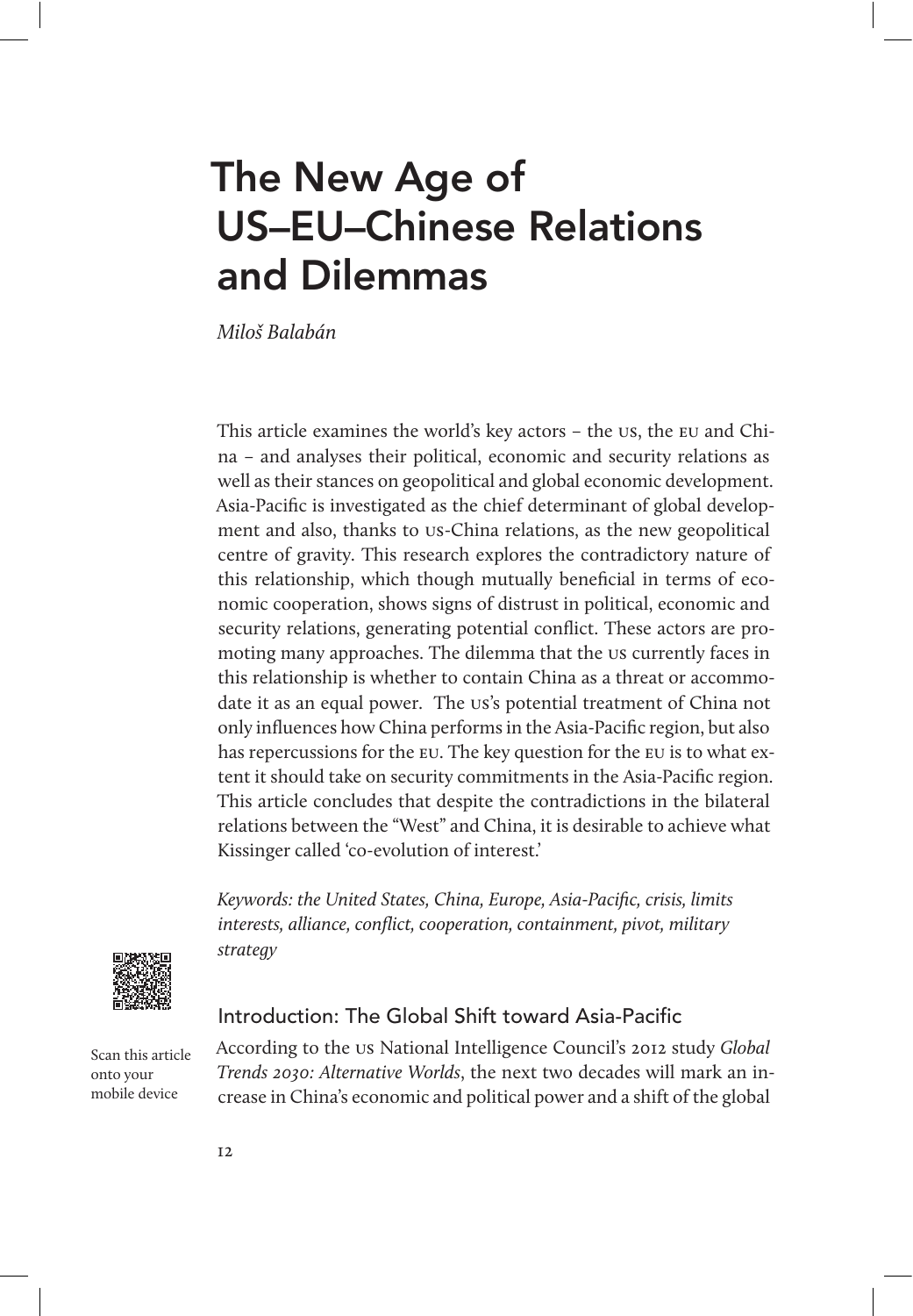# The New Age of US–EU–Chinese Relations and Dilemmas

*Miloš Balabán*

This article examines the world's key actors – the US, the EU and China – and analyses their political, economic and security relations as well as their stances on geopolitical and global economic development. Asia-Pacific is investigated as the chief determinant of global development and also, thanks to US-China relations, as the new geopolitical centre of gravity. This research explores the contradictory nature of this relationship, which though mutually beneficial in terms of economic cooperation, shows signs of distrust in political, economic and security relations, generating potential conflict. These actors are promoting many approaches. The dilemma that the US currently faces in this relationship is whether to contain China as a threat or accommodate it as an equal power. The US's potential treatment of China not only influences how China performs in the Asia-Pacific region, but also has repercussions for the EU. The key question for the EU is to what extent it should take on security commitments in the Asia-Pacific region. This article concludes that despite the contradictions in the bilateral relations between the "West" and China, it is desirable to achieve what Kissinger called 'co-evolution of interest.'

*Keywords: the United States, China, Europe, Asia-Pacific, crisis, limits interests, alliance, conflict, cooperation, containment, pivot, military strategy*

Scan this article onto your mobile device

## Introduction: The Global Shift toward Asia-Pacific

According to the US National Intelligence Council's 2012 study *Global Trends 2030: Alternative Worlds*, the next two decades will mark an increase in China's economic and political power and a shift of the global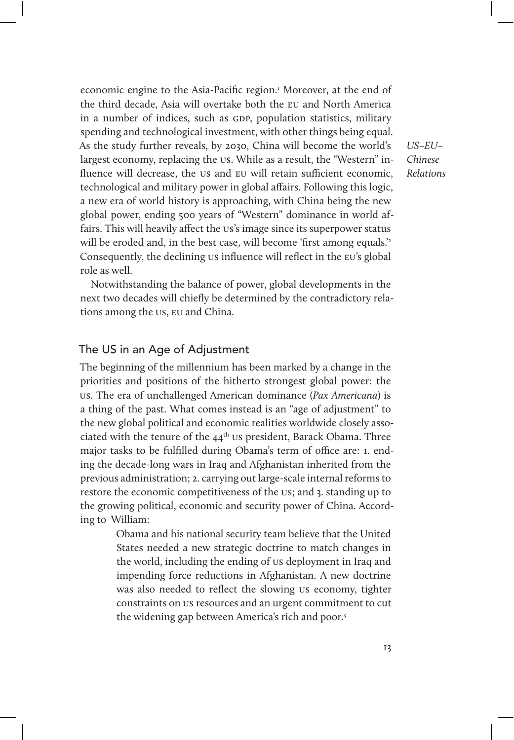economic engine to the Asia-Pacific region.[1] Moreover, at the end of the third decade, Asia will overtake both the EU and North America in a number of indices, such as GDP, population statistics, military spending and technological investment, with other things being equal. As the study further reveals, by 2030, China will become the world's largest economy, replacing the US. While as a result, the "Western" influence will decrease, the US and EU will retain sufficient economic, technological and military power in global affairs. Following this logic, a new era of world history is approaching, with China being the new global power, ending 500 years of "Western" dominance in world affairs. This will heavily affect the US's image since its superpower status will be eroded and, in the best case, will become 'first among equals.'[2] Consequently, the declining US influence will reflect in the EU's global role as well.

Notwithstanding the balance of power, global developments in the next two decades will chiefly be determined by the contradictory relations among the US, EU and China.

## The US in an Age of Adjustment

The beginning of the millennium has been marked by a change in the priorities and positions of the hitherto strongest global power: the US. The era of unchallenged American dominance (*Pax Americana*) is a thing of the past. What comes instead is an "age of adjustment" to the new global political and economic realities worldwide closely associated with the tenure of the 44th US president, Barack Obama. Three major tasks to be fulfilled during Obama's term of office are: 1. ending the decade-long wars in Iraq and Afghanistan inherited from the previous administration; 2. carrying out large-scale internal reforms to restore the economic competitiveness of the US; and 3. standing up to the growing political, economic and security power of China. According to William:

> Obama and his national security team believe that the United States needed a new strategic doctrine to match changes in the world, including the ending of US deployment in Iraq and impending force reductions in Afghanistan. A new doctrine was also needed to reflect the slowing US economy, tighter constraints on US resources and an urgent commitment to cut the widening gap between America's rich and poor.[3]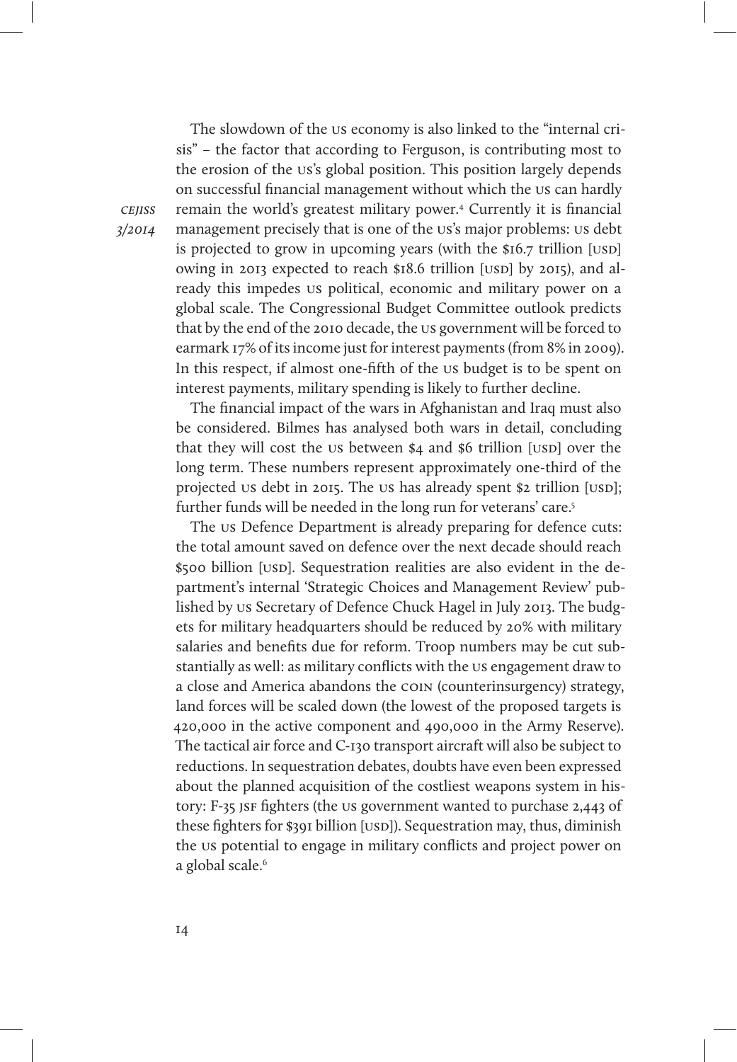The slowdown of the US economy is also linked to the "internal crisis" – the factor that according to Ferguson, is contributing most to the erosion of the US's global position. This position largely depends on successful financial management without which the US can hardly remain the world's greatest military power.[4] Currently it is financial management precisely that is one of the US's major problems: US debt is projected to grow in upcoming years (with the $16.7 trillion [USD] owing in 2013 expected to reach $18.6 trillion [USD] by 2015), and already this impedes US political, economic and military power on a global scale. The Congressional Budget Committee outlook predicts that by the end of the 2010 decade, the US government will be forced to earmark 17% of its income just for interest payments (from 8% in 2009). In this respect, if almost one-fifth of the US budget is to be spent on interest payments, military spending is likely to further decline.

The financial impact of the wars in Afghanistan and Iraq must also be considered. Bilmes has analysed both wars in detail, concluding that they will cost the US between $4 and $6 trillion [USD] over the long term. These numbers represent approximately one-third of the projected US debt in 2015. The US has already spent $2 trillion [USD]; further funds will be needed in the long run for veterans' care.[5]

The US Defence Department is already preparing for defence cuts: the total amount saved on defence over the next decade should reach $500 billion [USD]. Sequestration realities are also evident in the department's internal 'Strategic Choices and Management Review' published by US Secretary of Defence Chuck Hagel in July 2013. The budgets for military headquarters should be reduced by 20% with military salaries and benefits due for reform. Troop numbers may be cut substantially as well: as military conflicts with the US engagement draw to a close and America abandons the COIN (counterinsurgency) strategy, land forces will be scaled down (the lowest of the proposed targets is 420,000 in the active component and 490,000 in the Army Reserve). The tactical air force and C-130 transport aircraft will also be subject to reductions. In sequestration debates, doubts have even been expressed about the planned acquisition of the costliest weapons system in history: F-35 JSF fighters (the US government wanted to purchase 2,443 of these fighters for $391 billion [USD]). Sequestration may, thus, diminish the US potential to engage in military conflicts and project power on a global scale.[6]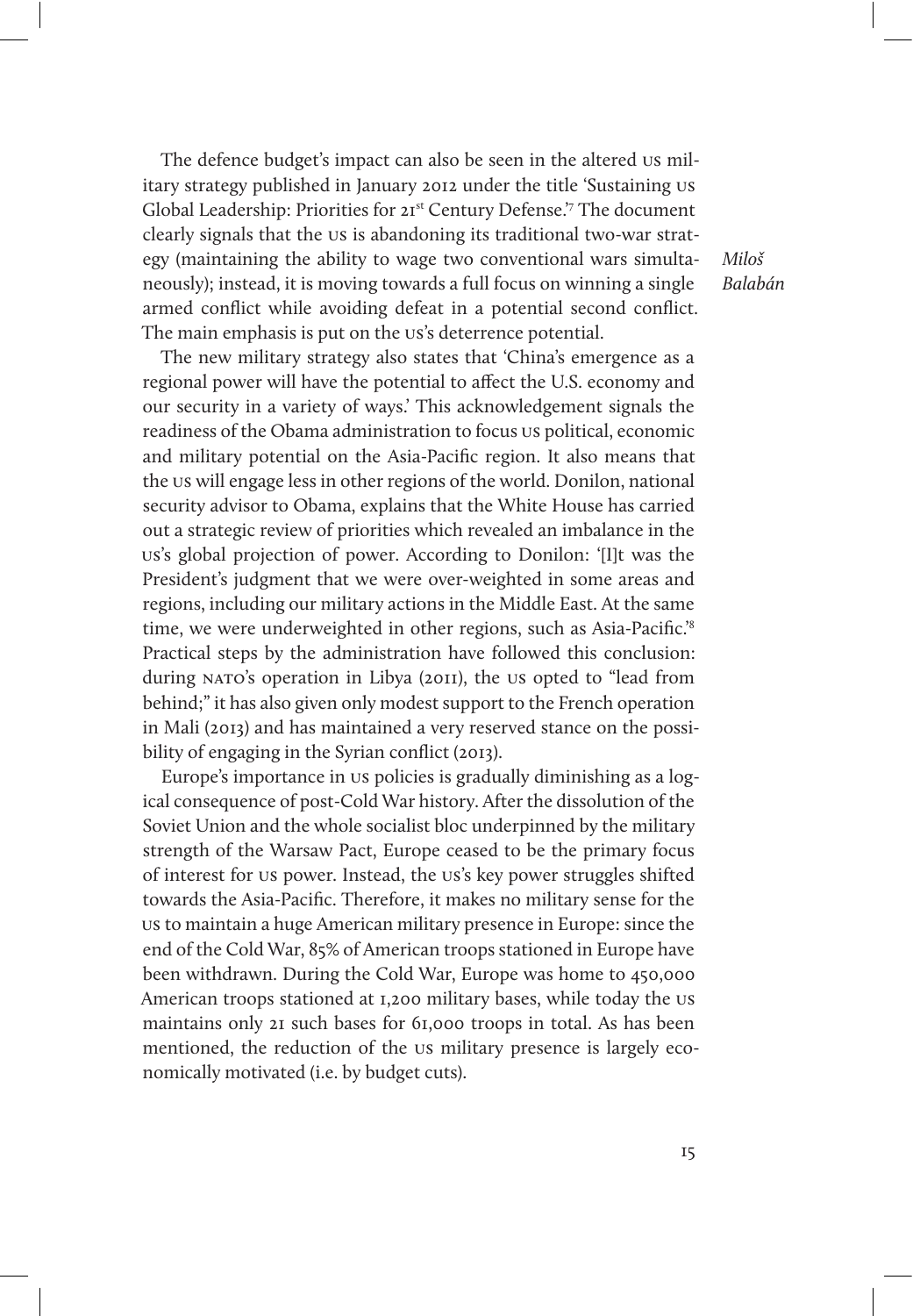The defence budget's impact can also be seen in the altered US military strategy published in January 2012 under the title 'Sustaining US Global Leadership: Priorities for 21st Century Defense.'[7] The document clearly signals that the US is abandoning its traditional two-war strategy (maintaining the ability to wage two conventional wars simultaneously); instead, it is moving towards a full focus on winning a single armed conflict while avoiding defeat in a potential second conflict. The main emphasis is put on the US's deterrence potential.

The new military strategy also states that 'China's emergence as a regional power will have the potential to affect the U.S. economy and our security in a variety of ways.' This acknowledgement signals the readiness of the Obama administration to focus US political, economic and military potential on the Asia-Pacific region. It also means that the US will engage less in other regions of the world. Donilon, national security advisor to Obama, explains that the White House has carried out a strategic review of priorities which revealed an imbalance in the US's global projection of power. According to Donilon: '[I]t was the President's judgment that we were over-weighted in some areas and regions, including our military actions in the Middle East. At the same time, we were underweighted in other regions, such as Asia-Pacific.'[8] Practical steps by the administration have followed this conclusion: during NATO's operation in Libya (2011), the US opted to "lead from behind;" it has also given only modest support to the French operation in Mali (2013) and has maintained a very reserved stance on the possibility of engaging in the Syrian conflict (2013).

Europe's importance in US policies is gradually diminishing as a logical consequence of post-Cold War history. After the dissolution of the Soviet Union and the whole socialist bloc underpinned by the military strength of the Warsaw Pact, Europe ceased to be the primary focus of interest for US power. Instead, the US's key power struggles shifted towards the Asia-Pacific. Therefore, it makes no military sense for the US to maintain a huge American military presence in Europe: since the end of the Cold War, 85% of American troops stationed in Europe have been withdrawn. During the Cold War, Europe was home to 450,000 American troops stationed at 1,200 military bases, while today the US maintains only 21 such bases for 61,000 troops in total. As has been mentioned, the reduction of the US military presence is largely economically motivated (i.e. by budget cuts).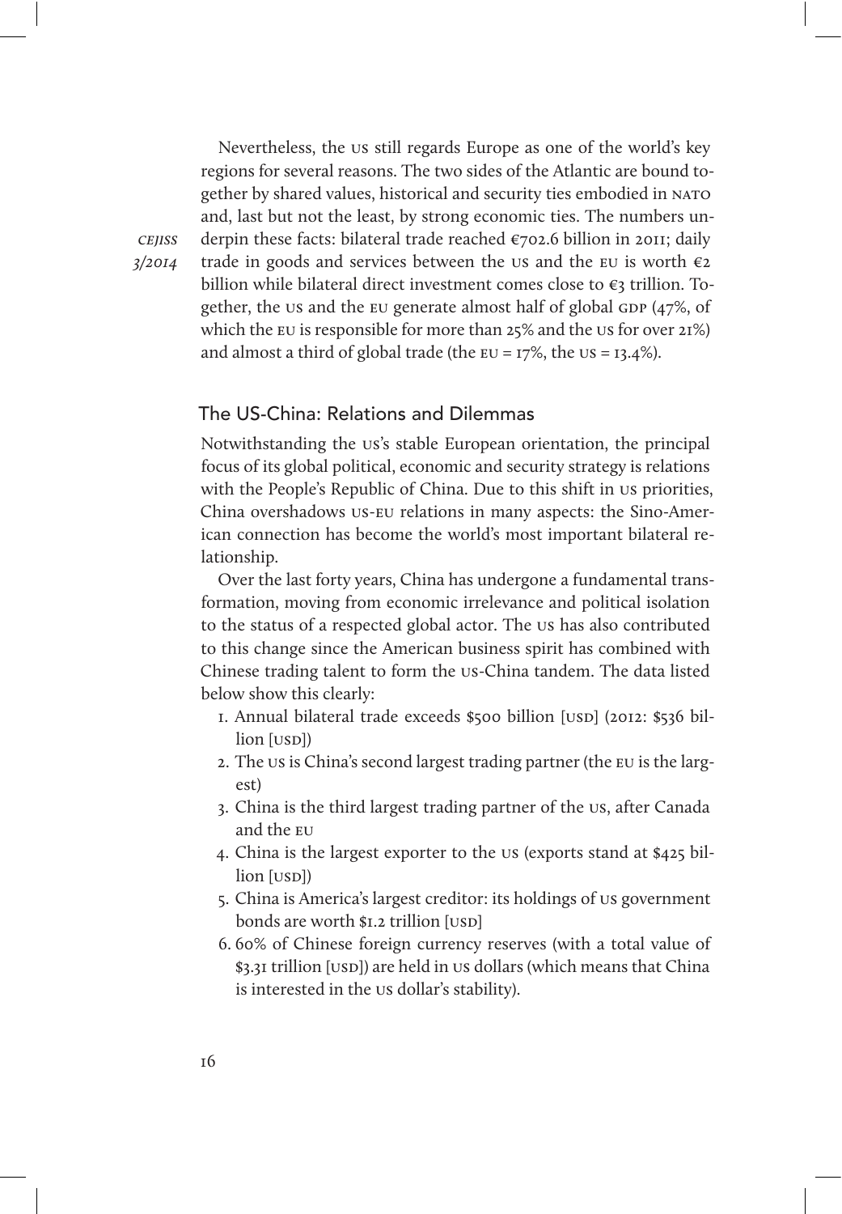Nevertheless, the US still regards Europe as one of the world's key regions for several reasons. The two sides of the Atlantic are bound together by shared values, historical and security ties embodied in NATO and, last but not the least, by strong economic ties. The numbers underpin these facts: bilateral trade reached €702.6 billion in 2011; daily trade in goods and services between the US and the EU is worth €2 billion while bilateral direct investment comes close to €3 trillion. Together, the US and the EU generate almost half of global GDP (47%, of which the EU is responsible for more than 25% and the US for over 21%) and almost a third of global trade (the EU = 17%, the US = 13.4%).

## The US-China: Relations and Dilemmas

Notwithstanding the US's stable European orientation, the principal focus of its global political, economic and security strategy is relations with the People's Republic of China. Due to this shift in US priorities, China overshadows US-EU relations in many aspects: the Sino-American connection has become the world's most important bilateral relationship.

Over the last forty years, China has undergone a fundamental transformation, moving from economic irrelevance and political isolation to the status of a respected global actor. The US has also contributed to this change since the American business spirit has combined with Chinese trading talent to form the US-China tandem. The data listed below show this clearly:

1. Annual bilateral trade exceeds $500 billion [USD] (2012: $536 billion [USD])
2. The US is China's second largest trading partner (the EU is the largest)
3. China is the third largest trading partner of the US, after Canada and the EU
4. China is the largest exporter to the US (exports stand at $425 billion [USD])
5. China is America's largest creditor: its holdings of US government bonds are worth $1.2 trillion [USD]
6. 60% of Chinese foreign currency reserves (with a total value of $3.31 trillion [USD]) are held in US dollars (which means that China is interested in the US dollar's stability).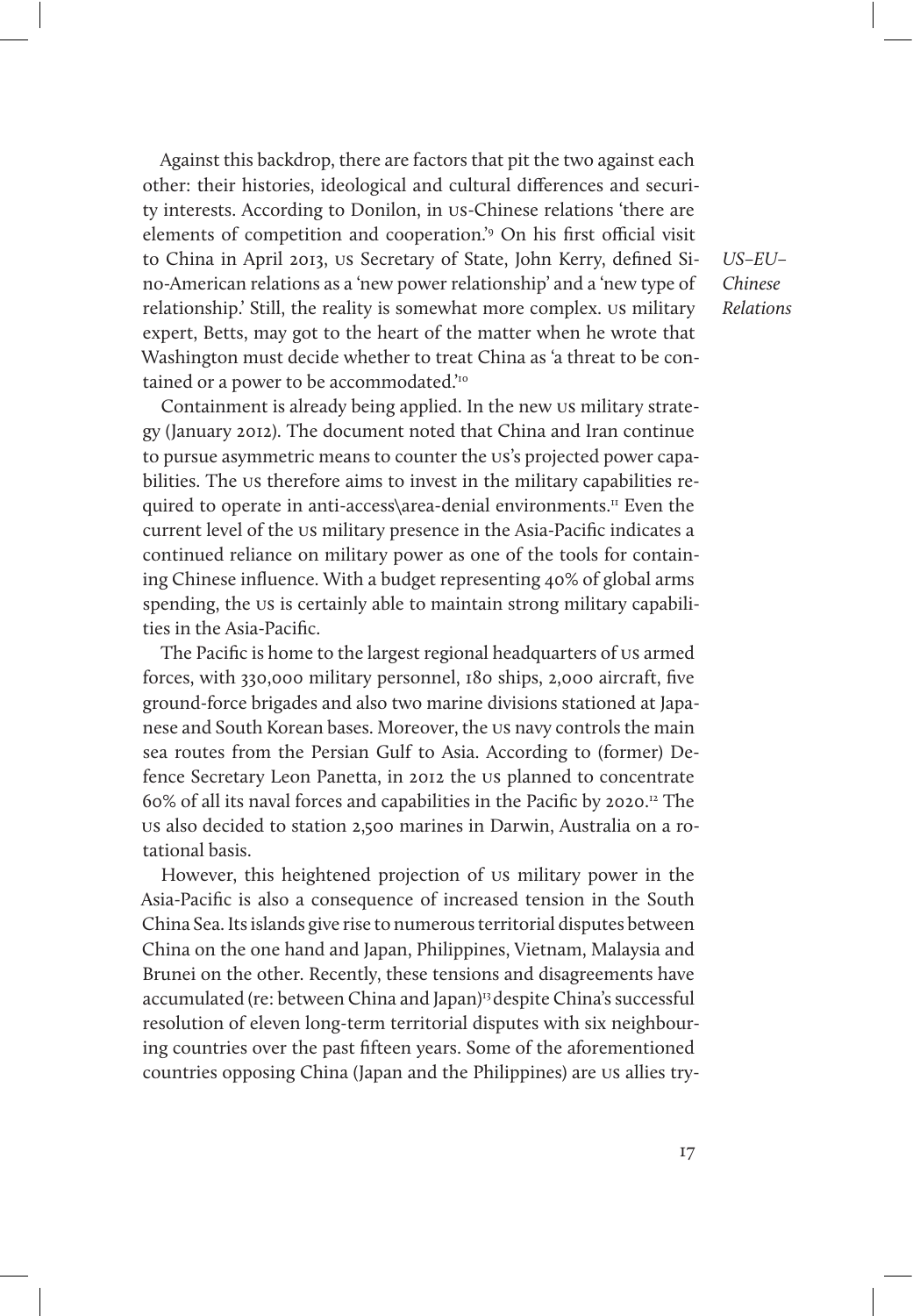Against this backdrop, there are factors that pit the two against each other: their histories, ideological and cultural differences and security interests. According to Donilon, in US-Chinese relations 'there are elements of competition and cooperation.'[9] On his first official visit to China in April 2013, US Secretary of State, John Kerry, defined Sino-American relations as a 'new power relationship' and a 'new type of relationship.' Still, the reality is somewhat more complex. US military expert, Betts, may got to the heart of the matter when he wrote that Washington must decide whether to treat China as 'a threat to be contained or a power to be accommodated.'[10]

Containment is already being applied. In the new US military strategy (January 2012). The document noted that China and Iran continue to pursue asymmetric means to counter the US's projected power capabilities. The US therefore aims to invest in the military capabilities required to operate in anti-access\area-denial environments.[11] Even the current level of the US military presence in the Asia-Pacific indicates a continued reliance on military power as one of the tools for containing Chinese influence. With a budget representing 40% of global arms spending, the US is certainly able to maintain strong military capabilities in the Asia-Pacific.

The Pacific is home to the largest regional headquarters of US armed forces, with 330,000 military personnel, 180 ships, 2,000 aircraft, five ground-force brigades and also two marine divisions stationed at Japanese and South Korean bases. Moreover, the US navy controls the main sea routes from the Persian Gulf to Asia. According to (former) Defence Secretary Leon Panetta, in 2012 the US planned to concentrate 60% of all its naval forces and capabilities in the Pacific by 2020.[12] The US also decided to station 2,500 marines in Darwin, Australia on a rotational basis.

However, this heightened projection of US military power in the Asia-Pacific is also a consequence of increased tension in the South China Sea. Its islands give rise to numerous territorial disputes between China on the one hand and Japan, Philippines, Vietnam, Malaysia and Brunei on the other. Recently, these tensions and disagreements have accumulated (re: between China and Japan)[13] despite China's successful resolution of eleven long-term territorial disputes with six neighbouring countries over the past fifteen years. Some of the aforementioned countries opposing China (Japan and the Philippines) are US allies try-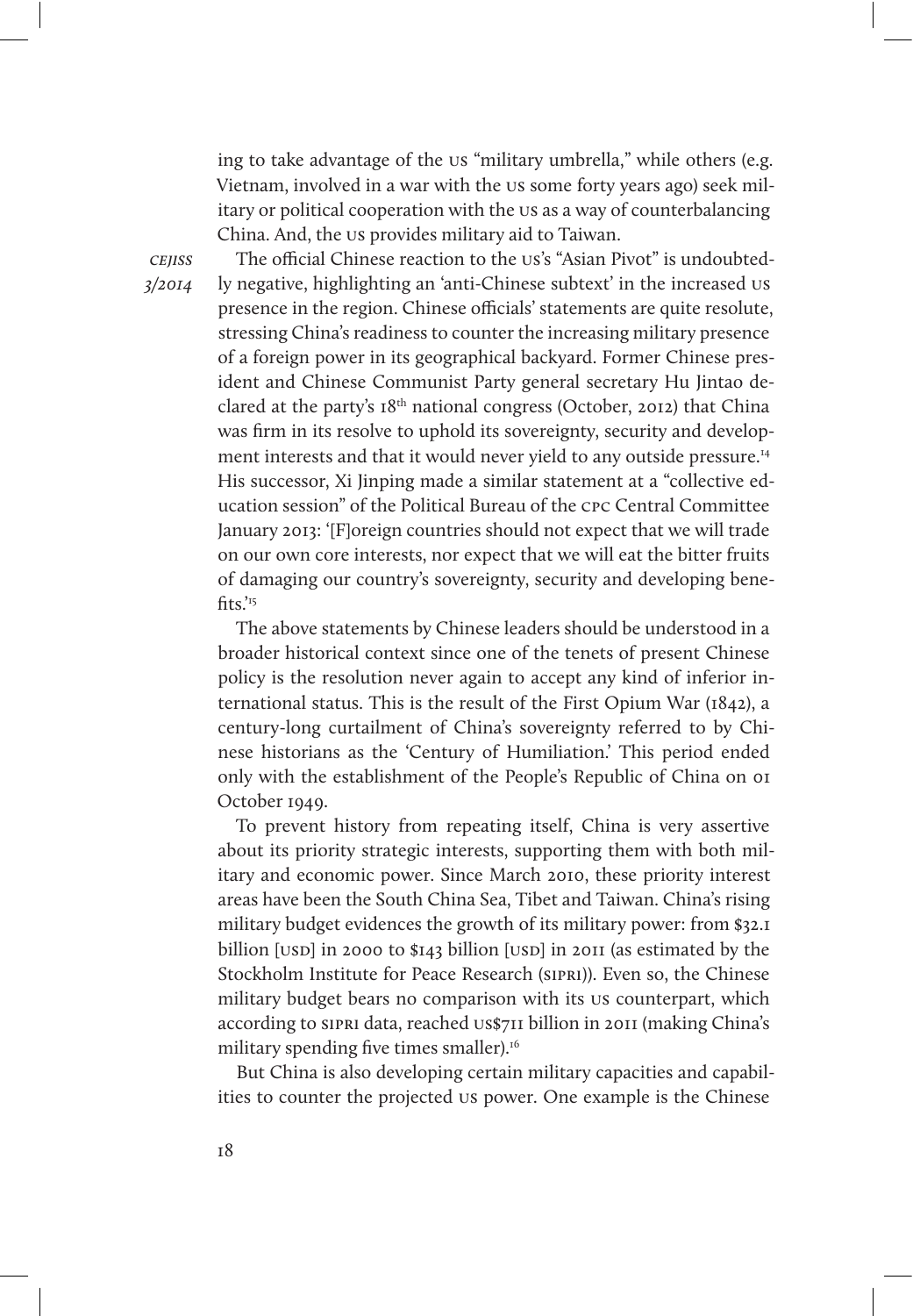ing to take advantage of the US "military umbrella," while others (e.g. Vietnam, involved in a war with the US some forty years ago) seek military or political cooperation with the US as a way of counterbalancing China. And, the US provides military aid to Taiwan.

The official Chinese reaction to the US's "Asian Pivot" is undoubtedly negative, highlighting an 'anti-Chinese subtext' in the increased US presence in the region. Chinese officials' statements are quite resolute, stressing China's readiness to counter the increasing military presence of a foreign power in its geographical backyard. Former Chinese president and Chinese Communist Party general secretary Hu Jintao declared at the party's 18th national congress (October, 2012) that China was firm in its resolve to uphold its sovereignty, security and development interests and that it would never yield to any outside pressure.[14] His successor, Xi Jinping made a similar statement at a "collective education session" of the Political Bureau of the CPC Central Committee January 2013: '[F]oreign countries should not expect that we will trade on our own core interests, nor expect that we will eat the bitter fruits of damaging our country's sovereignty, security and developing benefits.'[15]

The above statements by Chinese leaders should be understood in a broader historical context since one of the tenets of present Chinese policy is the resolution never again to accept any kind of inferior international status. This is the result of the First Opium War (1842), a century-long curtailment of China's sovereignty referred to by Chinese historians as the 'Century of Humiliation.' This period ended only with the establishment of the People's Republic of China on 01 October 1949.

To prevent history from repeating itself, China is very assertive about its priority strategic interests, supporting them with both military and economic power. Since March 2010, these priority interest areas have been the South China Sea, Tibet and Taiwan. China's rising military budget evidences the growth of its military power: from $32.1 billion [USD] in 2000 to $143 billion [USD] in 2011 (as estimated by the Stockholm Institute for Peace Research (SIPRI)). Even so, the Chinese military budget bears no comparison with its US counterpart, which according to SIPRI data, reached US$711 billion in 2011 (making China's military spending five times smaller).[16]

But China is also developing certain military capacities and capabilities to counter the projected US power. One example is the Chinese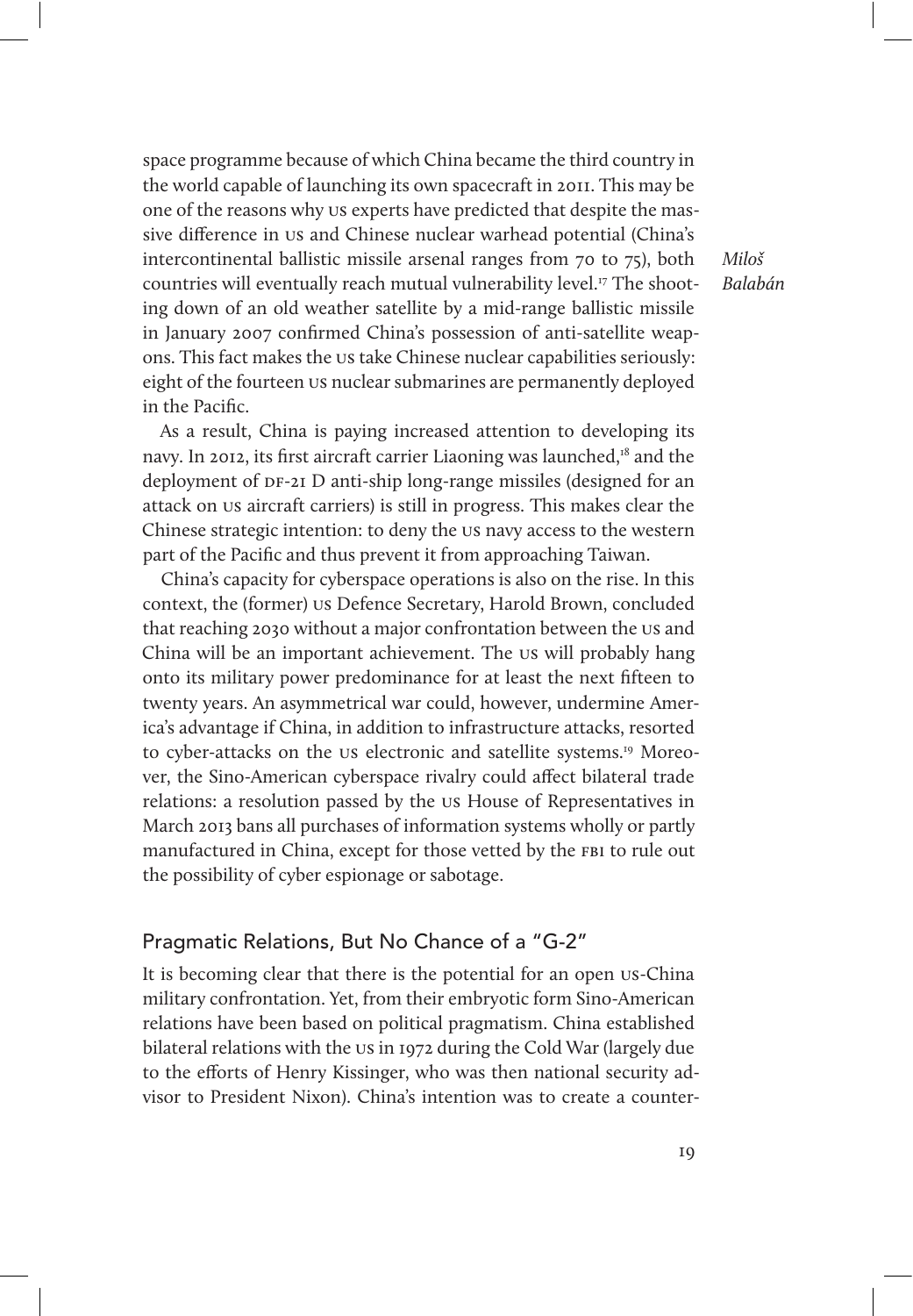space programme because of which China became the third country in the world capable of launching its own spacecraft in 2011. This may be one of the reasons why US experts have predicted that despite the massive difference in US and Chinese nuclear warhead potential (China's intercontinental ballistic missile arsenal ranges from 70 to 75), both countries will eventually reach mutual vulnerability level.[17] The shooting down of an old weather satellite by a mid-range ballistic missile in January 2007 confirmed China's possession of anti-satellite weapons. This fact makes the US take Chinese nuclear capabilities seriously: eight of the fourteen US nuclear submarines are permanently deployed in the Pacific.

As a result, China is paying increased attention to developing its navy. In 2012, its first aircraft carrier Liaoning was launched,[18] and the deployment of DF-21 D anti-ship long-range missiles (designed for an attack on US aircraft carriers) is still in progress. This makes clear the Chinese strategic intention: to deny the US navy access to the western part of the Pacific and thus prevent it from approaching Taiwan.

China's capacity for cyberspace operations is also on the rise. In this context, the (former) US Defence Secretary, Harold Brown, concluded that reaching 2030 without a major confrontation between the US and China will be an important achievement. The US will probably hang onto its military power predominance for at least the next fifteen to twenty years. An asymmetrical war could, however, undermine America's advantage if China, in addition to infrastructure attacks, resorted to cyber-attacks on the US electronic and satellite systems.[19] Moreover, the Sino-American cyberspace rivalry could affect bilateral trade relations: a resolution passed by the US House of Representatives in March 2013 bans all purchases of information systems wholly or partly manufactured in China, except for those vetted by the FBI to rule out the possibility of cyber espionage or sabotage.

## Pragmatic Relations, But No Chance of a "G-2"

It is becoming clear that there is the potential for an open US-China military confrontation. Yet, from their embryotic form Sino-American relations have been based on political pragmatism. China established bilateral relations with the US in 1972 during the Cold War (largely due to the efforts of Henry Kissinger, who was then national security advisor to President Nixon). China's intention was to create a counter-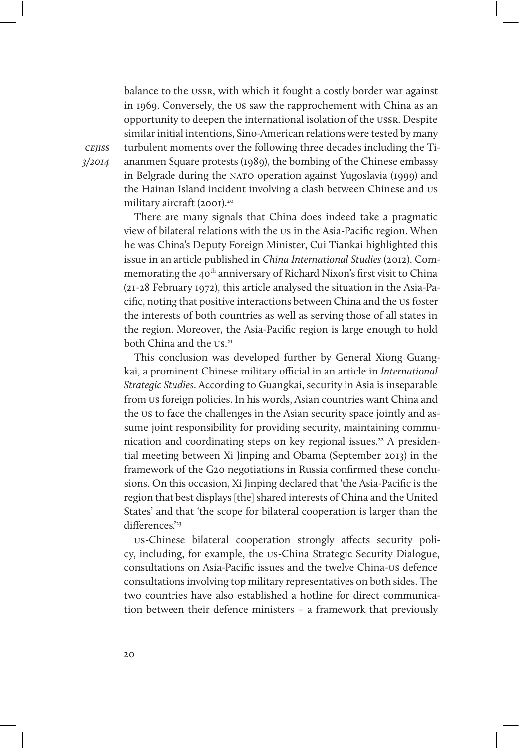balance to the USSR, with which it fought a costly border war against in 1969. Conversely, the US saw the rapprochement with China as an opportunity to deepen the international isolation of the USSR. Despite similar initial intentions, Sino-American relations were tested by many turbulent moments over the following three decades including the Tiananmen Square protests (1989), the bombing of the Chinese embassy in Belgrade during the NATO operation against Yugoslavia (1999) and the Hainan Island incident involving a clash between Chinese and US military aircraft (2001).[20]

There are many signals that China does indeed take a pragmatic view of bilateral relations with the US in the Asia-Pacific region. When he was China's Deputy Foreign Minister, Cui Tiankai highlighted this issue in an article published in *China International Studies* (2012). Commemorating the 40th anniversary of Richard Nixon's first visit to China (21-28 February 1972), this article analysed the situation in the Asia-Pacific, noting that positive interactions between China and the US foster the interests of both countries as well as serving those of all states in the region. Moreover, the Asia-Pacific region is large enough to hold both China and the US.[21]

This conclusion was developed further by General Xiong Guangkai, a prominent Chinese military official in an article in *International Strategic Studies*. According to Guangkai, security in Asia is inseparable from US foreign policies. In his words, Asian countries want China and the US to face the challenges in the Asian security space jointly and assume joint responsibility for providing security, maintaining communication and coordinating steps on key regional issues.[22] A presidential meeting between Xi Jinping and Obama (September 2013) in the framework of the G20 negotiations in Russia confirmed these conclusions. On this occasion, Xi Jinping declared that 'the Asia-Pacific is the region that best displays [the] shared interests of China and the United States' and that 'the scope for bilateral cooperation is larger than the differences.'[23]

US-Chinese bilateral cooperation strongly affects security policy, including, for example, the US-China Strategic Security Dialogue, consultations on Asia-Pacific issues and the twelve China-US defence consultations involving top military representatives on both sides. The two countries have also established a hotline for direct communication between their defence ministers – a framework that previously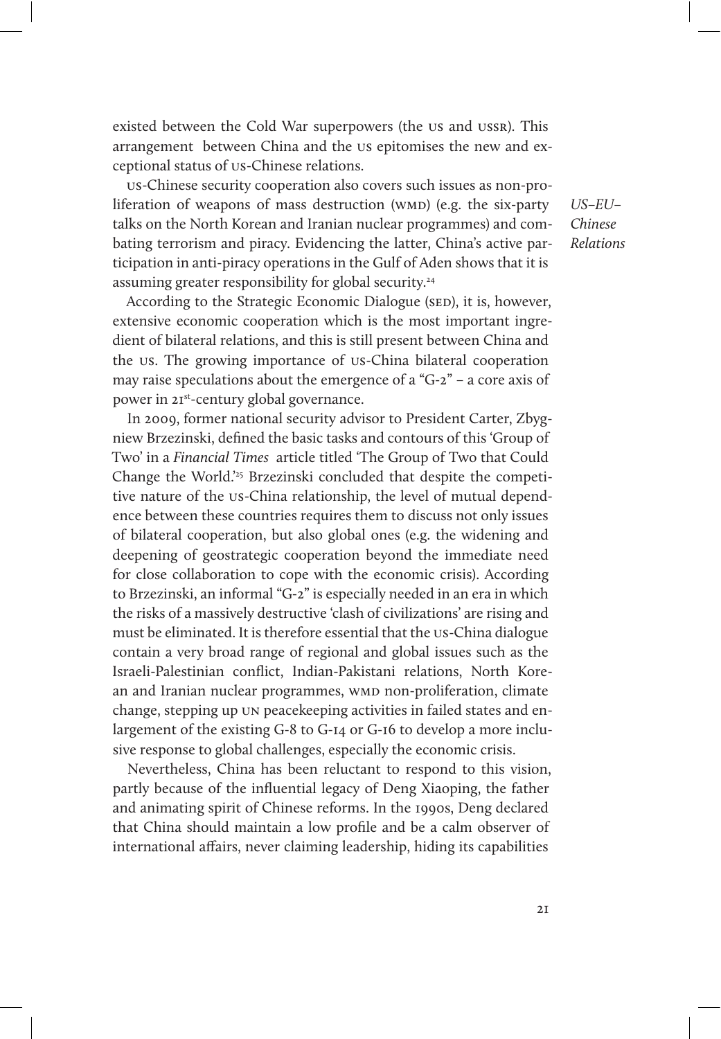existed between the Cold War superpowers (the US and USSR). This arrangement between China and the US epitomises the new and exceptional status of US-Chinese relations.

US-Chinese security cooperation also covers such issues as non-proliferation of weapons of mass destruction (WMD) (e.g. the six-party talks on the North Korean and Iranian nuclear programmes) and combating terrorism and piracy. Evidencing the latter, China's active participation in anti-piracy operations in the Gulf of Aden shows that it is assuming greater responsibility for global security.[24]

According to the Strategic Economic Dialogue (SED), it is, however, extensive economic cooperation which is the most important ingredient of bilateral relations, and this is still present between China and the US. The growing importance of US-China bilateral cooperation may raise speculations about the emergence of a "G-2" – a core axis of power in 21st-century global governance.

In 2009, former national security advisor to President Carter, Zbygniew Brzezinski, defined the basic tasks and contours of this 'Group of Two' in a *Financial Times* article titled 'The Group of Two that Could Change the World.'[25] Brzezinski concluded that despite the competitive nature of the US-China relationship, the level of mutual dependence between these countries requires them to discuss not only issues of bilateral cooperation, but also global ones (e.g. the widening and deepening of geostrategic cooperation beyond the immediate need for close collaboration to cope with the economic crisis). According to Brzezinski, an informal "G-2" is especially needed in an era in which the risks of a massively destructive 'clash of civilizations' are rising and must be eliminated. It is therefore essential that the US-China dialogue contain a very broad range of regional and global issues such as the Israeli-Palestinian conflict, Indian-Pakistani relations, North Korean and Iranian nuclear programmes, WMD non-proliferation, climate change, stepping up UN peacekeeping activities in failed states and enlargement of the existing G-8 to G-14 or G-16 to develop a more inclusive response to global challenges, especially the economic crisis.

Nevertheless, China has been reluctant to respond to this vision, partly because of the influential legacy of Deng Xiaoping, the father and animating spirit of Chinese reforms. In the 1990s, Deng declared that China should maintain a low profile and be a calm observer of international affairs, never claiming leadership, hiding its capabilities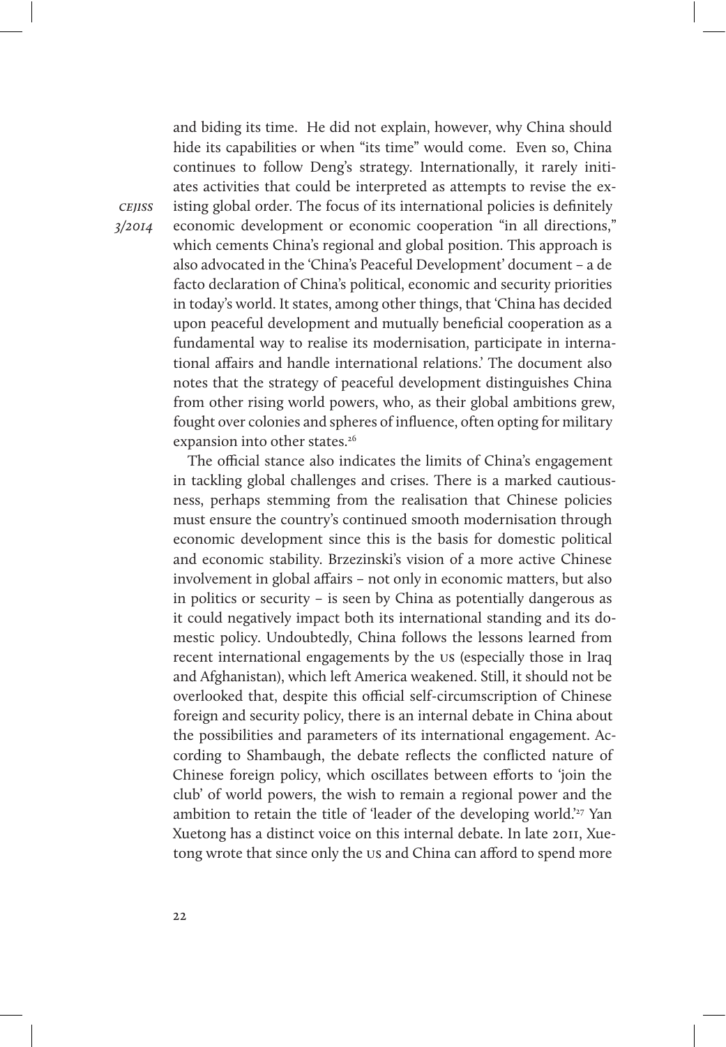and biding its time. He did not explain, however, why China should hide its capabilities or when "its time" would come. Even so, China continues to follow Deng's strategy. Internationally, it rarely initiates activities that could be interpreted as attempts to revise the existing global order. The focus of its international policies is definitely economic development or economic cooperation "in all directions," which cements China's regional and global position. This approach is also advocated in the 'China's Peaceful Development' document – a de facto declaration of China's political, economic and security priorities in today's world. It states, among other things, that 'China has decided upon peaceful development and mutually beneficial cooperation as a fundamental way to realise its modernisation, participate in international affairs and handle international relations.' The document also notes that the strategy of peaceful development distinguishes China from other rising world powers, who, as their global ambitions grew, fought over colonies and spheres of influence, often opting for military expansion into other states.[26]

The official stance also indicates the limits of China's engagement in tackling global challenges and crises. There is a marked cautiousness, perhaps stemming from the realisation that Chinese policies must ensure the country's continued smooth modernisation through economic development since this is the basis for domestic political and economic stability. Brzezinski's vision of a more active Chinese involvement in global affairs – not only in economic matters, but also in politics or security – is seen by China as potentially dangerous as it could negatively impact both its international standing and its domestic policy. Undoubtedly, China follows the lessons learned from recent international engagements by the US (especially those in Iraq and Afghanistan), which left America weakened. Still, it should not be overlooked that, despite this official self-circumscription of Chinese foreign and security policy, there is an internal debate in China about the possibilities and parameters of its international engagement. According to Shambaugh, the debate reflects the conflicted nature of Chinese foreign policy, which oscillates between efforts to 'join the club' of world powers, the wish to remain a regional power and the ambition to retain the title of 'leader of the developing world.'[27] Yan Xuetong has a distinct voice on this internal debate. In late 2011, Xuetong wrote that since only the US and China can afford to spend more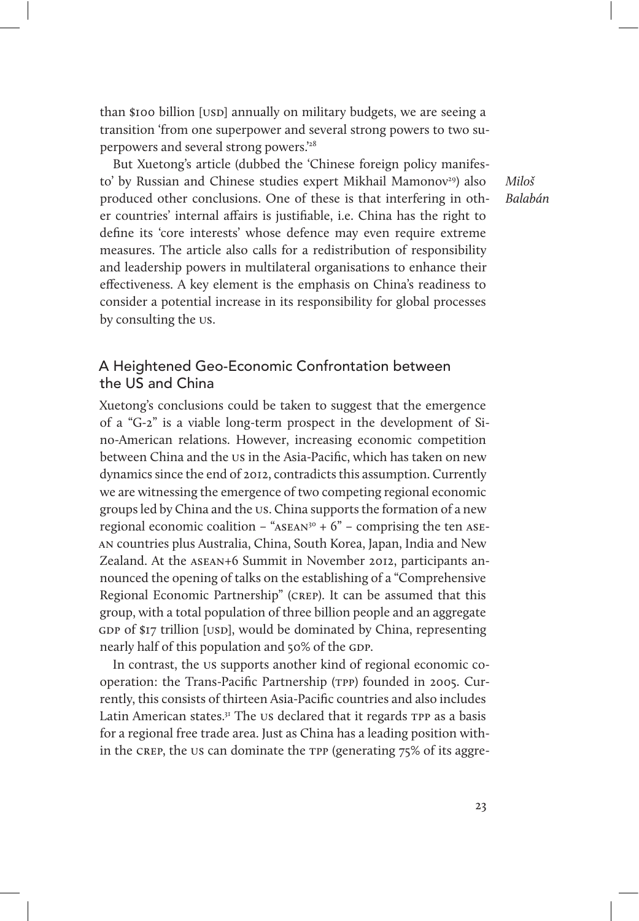than $100 billion [USD] annually on military budgets, we are seeing a transition 'from one superpower and several strong powers to two superpowers and several strong powers.'[28]

But Xuetong's article (dubbed the 'Chinese foreign policy manifesto' by Russian and Chinese studies expert Mikhail Mamonov[29]) also produced other conclusions. One of these is that interfering in other countries' internal affairs is justifiable, i.e. China has the right to define its 'core interests' whose defence may even require extreme measures. The article also calls for a redistribution of responsibility and leadership powers in multilateral organisations to enhance their effectiveness. A key element is the emphasis on China's readiness to consider a potential increase in its responsibility for global processes by consulting the US.

## A Heightened Geo-Economic Confrontation between the US and China

Xuetong's conclusions could be taken to suggest that the emergence of a "G-2" is a viable long-term prospect in the development of Sino-American relations. However, increasing economic competition between China and the US in the Asia-Pacific, which has taken on new dynamics since the end of 2012, contradicts this assumption. Currently we are witnessing the emergence of two competing regional economic groups led by China and the US. China supports the formation of a new regional economic coalition – "ASEAN[30] + 6" – comprising the ten ASEAN countries plus Australia, China, South Korea, Japan, India and New Zealand. At the ASEAN+6 Summit in November 2012, participants announced the opening of talks on the establishing of a "Comprehensive Regional Economic Partnership" (CREP). It can be assumed that this group, with a total population of three billion people and an aggregate GDP of $17 trillion [USD], would be dominated by China, representing nearly half of this population and 50% of the GDP.

In contrast, the US supports another kind of regional economic cooperation: the Trans-Pacific Partnership (TPP) founded in 2005. Currently, this consists of thirteen Asia-Pacific countries and also includes Latin American states.[31] The US declared that it regards TPP as a basis for a regional free trade area. Just as China has a leading position within the CREP, the US can dominate the TPP (generating 75% of its aggre-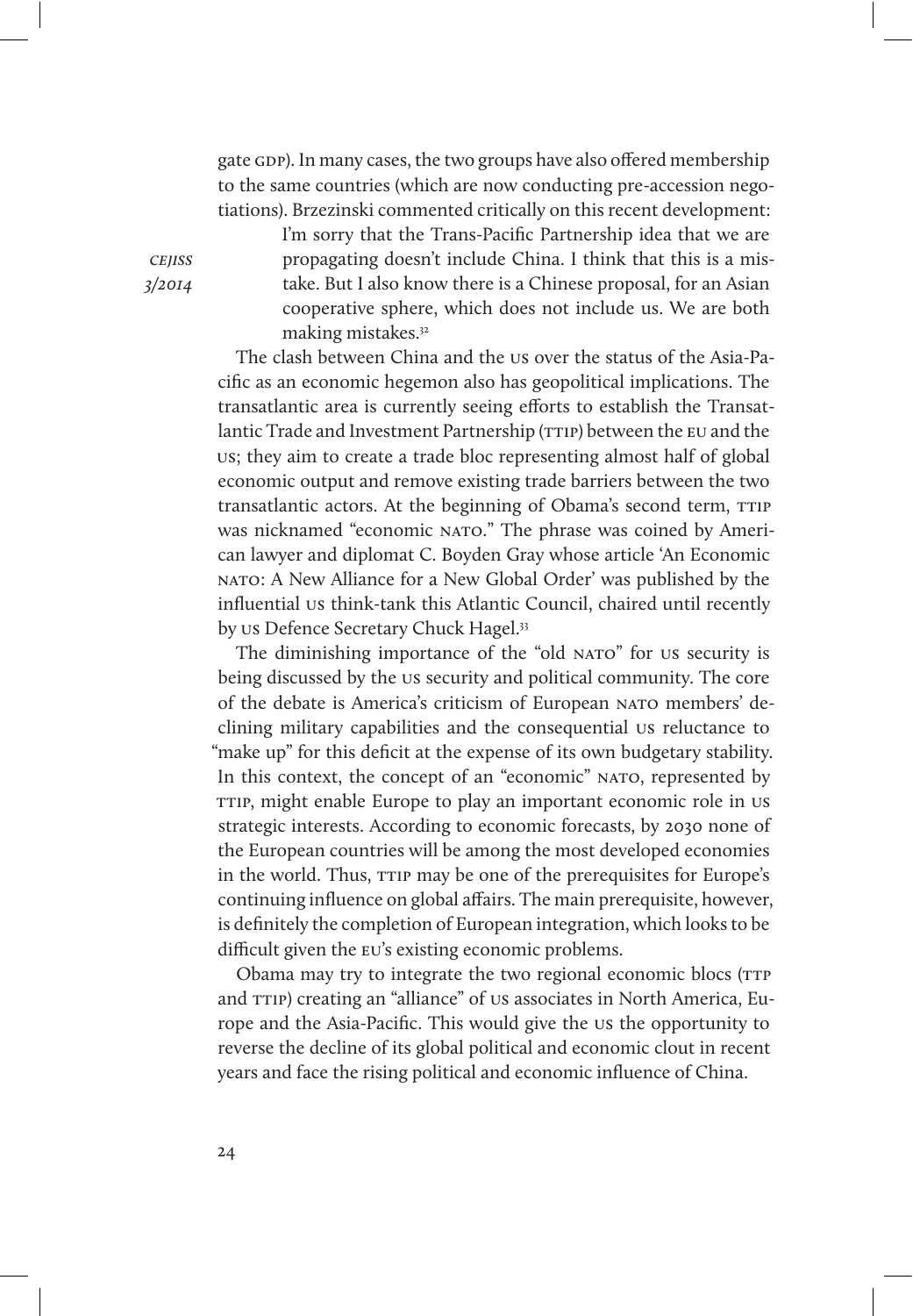gate GDP). In many cases, the two groups have also offered membership to the same countries (which are now conducting pre-accession negotiations). Brzezinski commented critically on this recent development:

> I'm sorry that the Trans-Pacific Partnership idea that we are propagating doesn't include China. I think that this is a mistake. But I also know there is a Chinese proposal, for an Asian cooperative sphere, which does not include us. We are both making mistakes.[32]

The clash between China and the US over the status of the Asia-Pacific as an economic hegemon also has geopolitical implications. The transatlantic area is currently seeing efforts to establish the Transatlantic Trade and Investment Partnership (TTIP) between the EU and the US; they aim to create a trade bloc representing almost half of global economic output and remove existing trade barriers between the two transatlantic actors. At the beginning of Obama's second term, TTIP was nicknamed "economic NATO." The phrase was coined by American lawyer and diplomat C. Boyden Gray whose article 'An Economic NATO: A New Alliance for a New Global Order' was published by the influential US think-tank this Atlantic Council, chaired until recently by US Defence Secretary Chuck Hagel.[33]

The diminishing importance of the "old NATO" for US security is being discussed by the US security and political community. The core of the debate is America's criticism of European NATO members' declining military capabilities and the consequential US reluctance to "make up" for this deficit at the expense of its own budgetary stability. In this context, the concept of an "economic" NATO, represented by TTIP, might enable Europe to play an important economic role in US strategic interests. According to economic forecasts, by 2030 none of the European countries will be among the most developed economies in the world. Thus, TTIP may be one of the prerequisites for Europe's continuing influence on global affairs. The main prerequisite, however, is definitely the completion of European integration, which looks to be difficult given the EU's existing economic problems.

Obama may try to integrate the two regional economic blocs (TTP and TTIP) creating an "alliance" of US associates in North America, Europe and the Asia-Pacific. This would give the US the opportunity to reverse the decline of its global political and economic clout in recent years and face the rising political and economic influence of China.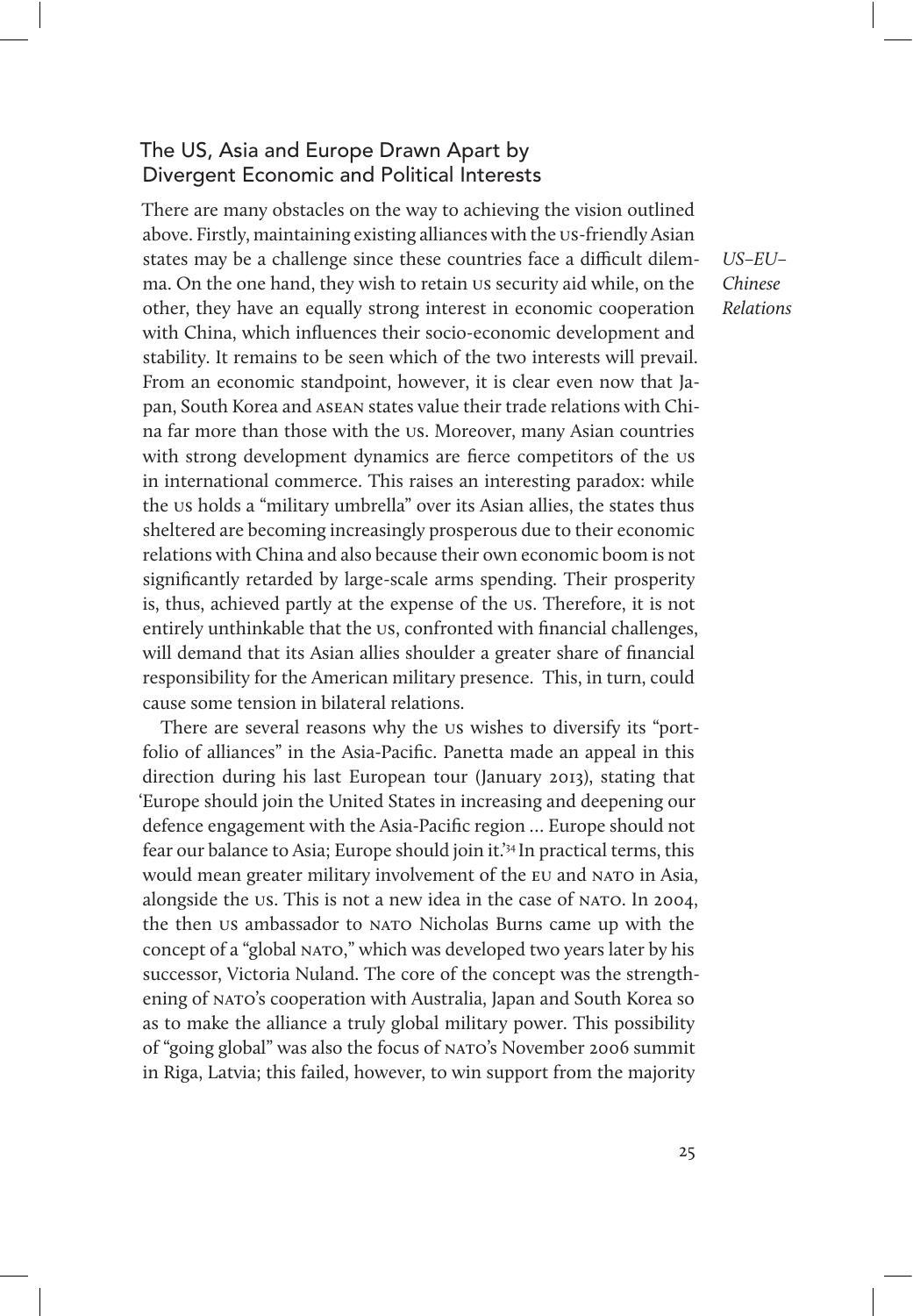## The US, Asia and Europe Drawn Apart by Divergent Economic and Political Interests

There are many obstacles on the way to achieving the vision outlined above. Firstly, maintaining existing alliances with the US-friendly Asian states may be a challenge since these countries face a difficult dilemma. On the one hand, they wish to retain US security aid while, on the other, they have an equally strong interest in economic cooperation with China, which influences their socio-economic development and stability. It remains to be seen which of the two interests will prevail. From an economic standpoint, however, it is clear even now that Japan, South Korea and ASEAN states value their trade relations with China far more than those with the US. Moreover, many Asian countries with strong development dynamics are fierce competitors of the US in international commerce. This raises an interesting paradox: while the US holds a "military umbrella" over its Asian allies, the states thus sheltered are becoming increasingly prosperous due to their economic relations with China and also because their own economic boom is not significantly retarded by large-scale arms spending. Their prosperity is, thus, achieved partly at the expense of the US. Therefore, it is not entirely unthinkable that the US, confronted with financial challenges, will demand that its Asian allies shoulder a greater share of financial responsibility for the American military presence. This, in turn, could cause some tension in bilateral relations.

*US–EU–Chinese Relations*

There are several reasons why the US wishes to diversify its "portfolio of alliances" in the Asia-Pacific. Panetta made an appeal in this direction during his last European tour (January 2013), stating that 'Europe should join the United States in increasing and deepening our defence engagement with the Asia-Pacific region ... Europe should not fear our balance to Asia; Europe should join it.'[34] In practical terms, this would mean greater military involvement of the EU and NATO in Asia, alongside the US. This is not a new idea in the case of NATO. In 2004, the then US ambassador to NATO Nicholas Burns came up with the concept of a "global NATO," which was developed two years later by his successor, Victoria Nuland. The core of the concept was the strengthening of NATO's cooperation with Australia, Japan and South Korea so as to make the alliance a truly global military power. This possibility of "going global" was also the focus of NATO's November 2006 summit in Riga, Latvia; this failed, however, to win support from the majority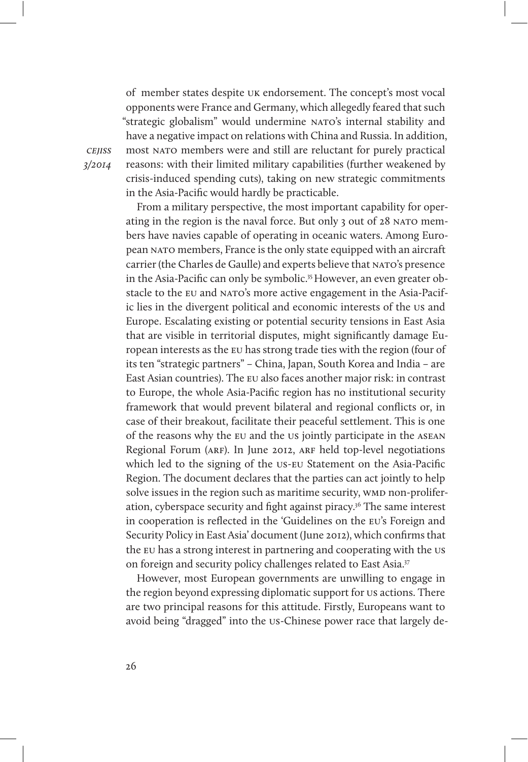of member states despite UK endorsement. The concept's most vocal opponents were France and Germany, which allegedly feared that such "strategic globalism" would undermine NATO's internal stability and have a negative impact on relations with China and Russia. In addition, most NATO members were and still are reluctant for purely practical reasons: with their limited military capabilities (further weakened by crisis-induced spending cuts), taking on new strategic commitments in the Asia-Pacific would hardly be practicable.

From a military perspective, the most important capability for operating in the region is the naval force. But only 3 out of 28 NATO members have navies capable of operating in oceanic waters. Among European NATO members, France is the only state equipped with an aircraft carrier (the Charles de Gaulle) and experts believe that NATO's presence in the Asia-Pacific can only be symbolic.[35] However, an even greater obstacle to the EU and NATO's more active engagement in the Asia-Pacific lies in the divergent political and economic interests of the US and Europe. Escalating existing or potential security tensions in East Asia that are visible in territorial disputes, might significantly damage European interests as the EU has strong trade ties with the region (four of its ten "strategic partners" – China, Japan, South Korea and India – are East Asian countries). The EU also faces another major risk: in contrast to Europe, the whole Asia-Pacific region has no institutional security framework that would prevent bilateral and regional conflicts or, in case of their breakout, facilitate their peaceful settlement. This is one of the reasons why the EU and the US jointly participate in the ASEAN Regional Forum (ARF). In June 2012, ARF held top-level negotiations which led to the signing of the US-EU Statement on the Asia-Pacific Region. The document declares that the parties can act jointly to help solve issues in the region such as maritime security, WMD non-proliferation, cyberspace security and fight against piracy.[36] The same interest in cooperation is reflected in the 'Guidelines on the EU's Foreign and Security Policy in East Asia' document (June 2012), which confirms that the EU has a strong interest in partnering and cooperating with the US on foreign and security policy challenges related to East Asia.[37]

However, most European governments are unwilling to engage in the region beyond expressing diplomatic support for US actions. There are two principal reasons for this attitude. Firstly, Europeans want to avoid being "dragged" into the US-Chinese power race that largely de-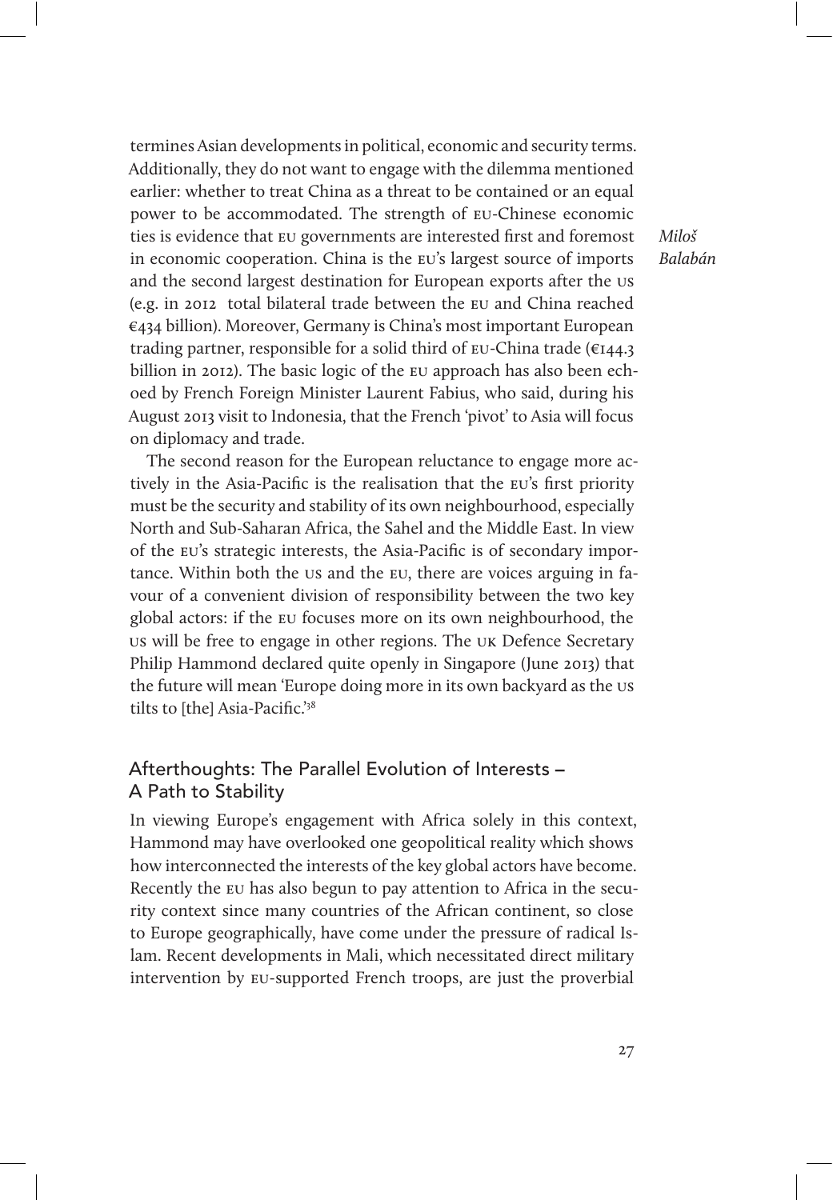termines Asian developments in political, economic and security terms. Additionally, they do not want to engage with the dilemma mentioned earlier: whether to treat China as a threat to be contained or an equal power to be accommodated. The strength of EU-Chinese economic ties is evidence that EU governments are interested first and foremost in economic cooperation. China is the EU's largest source of imports and the second largest destination for European exports after the US (e.g. in 2012 total bilateral trade between the EU and China reached €434 billion). Moreover, Germany is China's most important European trading partner, responsible for a solid third of EU-China trade (€144.3 billion in 2012). The basic logic of the EU approach has also been echoed by French Foreign Minister Laurent Fabius, who said, during his August 2013 visit to Indonesia, that the French 'pivot' to Asia will focus on diplomacy and trade.

The second reason for the European reluctance to engage more actively in the Asia-Pacific is the realisation that the EU's first priority must be the security and stability of its own neighbourhood, especially North and Sub-Saharan Africa, the Sahel and the Middle East. In view of the EU's strategic interests, the Asia-Pacific is of secondary importance. Within both the US and the EU, there are voices arguing in favour of a convenient division of responsibility between the two key global actors: if the EU focuses more on its own neighbourhood, the US will be free to engage in other regions. The UK Defence Secretary Philip Hammond declared quite openly in Singapore (June 2013) that the future will mean 'Europe doing more in its own backyard as the US tilts to [the] Asia-Pacific.'[38]

## Afterthoughts: The Parallel Evolution of Interests – A Path to Stability

In viewing Europe's engagement with Africa solely in this context, Hammond may have overlooked one geopolitical reality which shows how interconnected the interests of the key global actors have become. Recently the EU has also begun to pay attention to Africa in the security context since many countries of the African continent, so close to Europe geographically, have come under the pressure of radical Islam. Recent developments in Mali, which necessitated direct military intervention by EU-supported French troops, are just the proverbial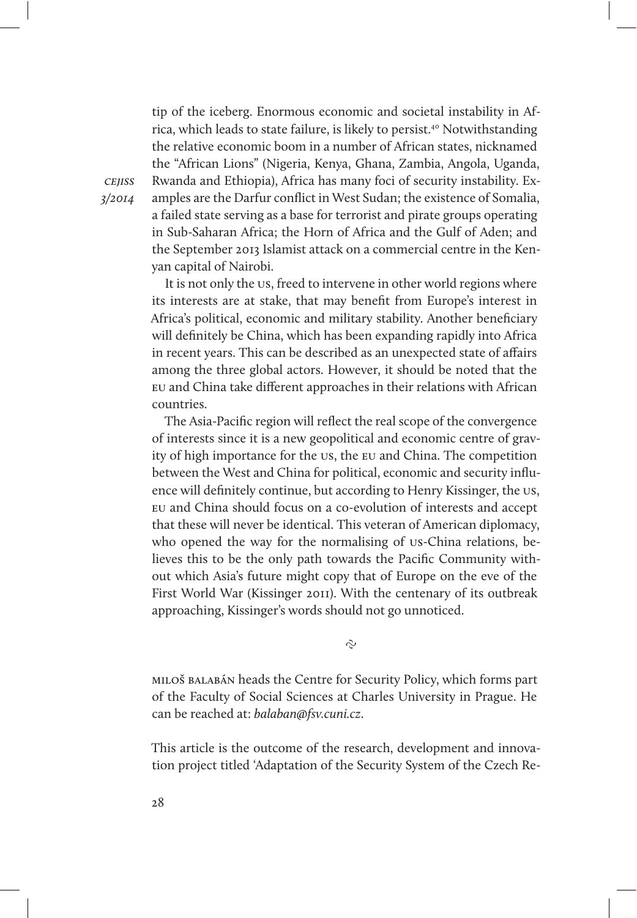tip of the iceberg. Enormous economic and societal instability in Africa, which leads to state failure, is likely to persist.[40] Notwithstanding the relative economic boom in a number of African states, nicknamed the "African Lions" (Nigeria, Kenya, Ghana, Zambia, Angola, Uganda, Rwanda and Ethiopia), Africa has many foci of security instability. Examples are the Darfur conflict in West Sudan; the existence of Somalia, a failed state serving as a base for terrorist and pirate groups operating in Sub-Saharan Africa; the Horn of Africa and the Gulf of Aden; and the September 2013 Islamist attack on a commercial centre in the Kenyan capital of Nairobi.

It is not only the US, freed to intervene in other world regions where its interests are at stake, that may benefit from Europe's interest in Africa's political, economic and military stability. Another beneficiary will definitely be China, which has been expanding rapidly into Africa in recent years. This can be described as an unexpected state of affairs among the three global actors. However, it should be noted that the EU and China take different approaches in their relations with African countries.

The Asia-Pacific region will reflect the real scope of the convergence of interests since it is a new geopolitical and economic centre of gravity of high importance for the US, the EU and China. The competition between the West and China for political, economic and security influence will definitely continue, but according to Henry Kissinger, the US, EU and China should focus on a co-evolution of interests and accept that these will never be identical. This veteran of American diplomacy, who opened the way for the normalising of US-China relations, believes this to be the only path towards the Pacific Community without which Asia's future might copy that of Europe on the eve of the First World War (Kissinger 2011). With the centenary of its outbreak approaching, Kissinger's words should not go unnoticed.

MILOŠ BALABÁN heads the Centre for Security Policy, which forms part of the Faculty of Social Sciences at Charles University in Prague. He can be reached at: *balaban@fsv.cuni.cz*.

This article is the outcome of the research, development and innovation project titled 'Adaptation of the Security System of the Czech Re-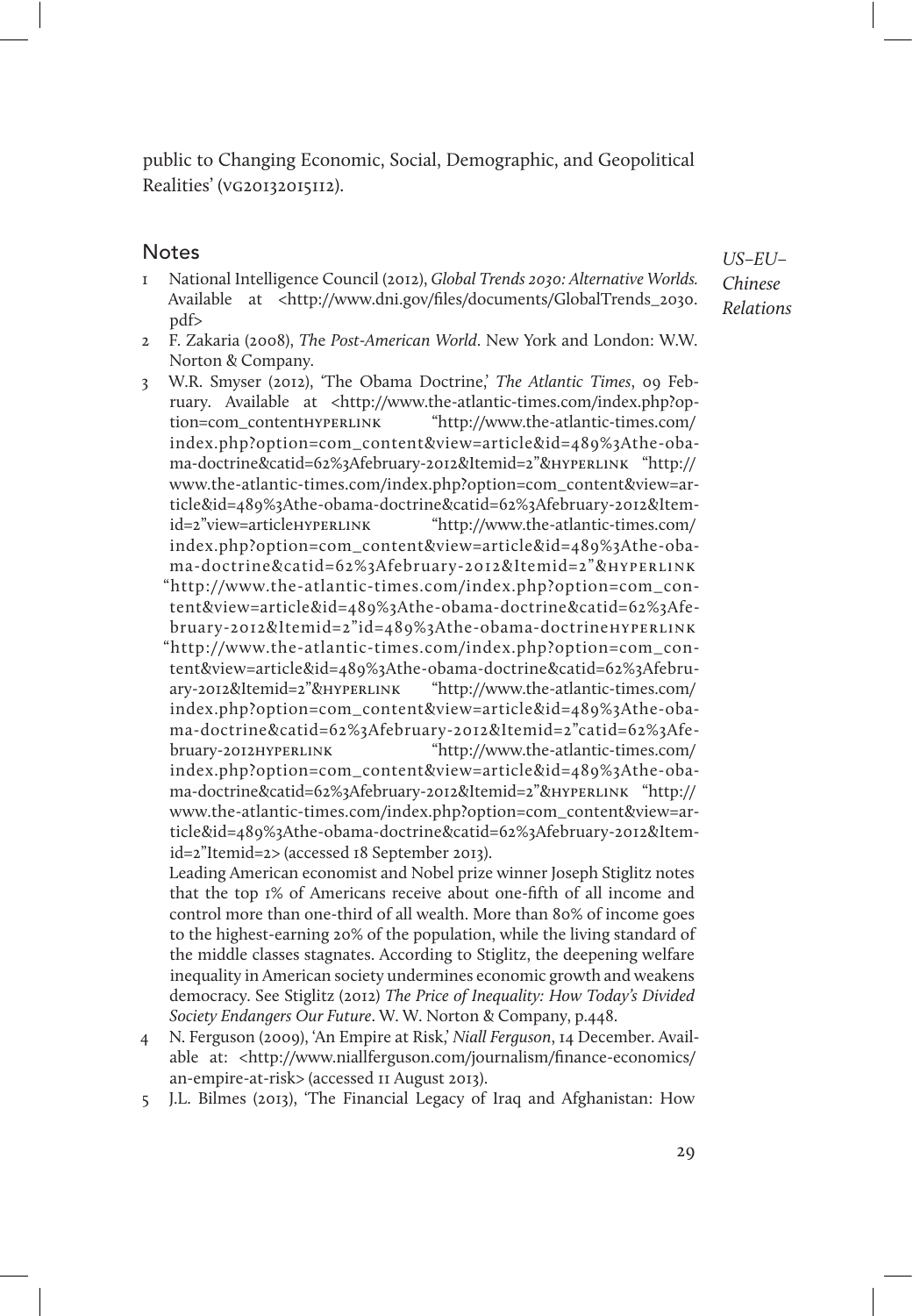public to Changing Economic, Social, Demographic, and Geopolitical Realities' (VG20132015112).

## Notes

1. National Intelligence Council (2012), *Global Trends 2030: Alternative Worlds.* Available at <http://www.dni.gov/files/documents/GlobalTrends_2030.pdf>
2. F. Zakaria (2008), *The Post-American World*. New York and London: W.W. Norton & Company.
3. W.R. Smyser (2012), 'The Obama Doctrine,' *The Atlantic Times*, 09 February. Available at <http://www.the-atlantic-times.com/index.php?option=com_contentHYPERLINK "http://www.the-atlantic-times.com/index.php?option=com_content&view=article&id=489%3Athe-obama-doctrine&catid=62%3Afebruary-2012&Itemid=2"&HYPERLINK "http://www.the-atlantic-times.com/index.php?option=com_content&view=article&id=489%3Athe-obama-doctrine&catid=62%3Afebruary-2012&Itemid=2"view=articleHYPERLINK "http://www.the-atlantic-times.com/index.php?option=com_content&view=article&id=489%3Athe-obama-doctrine&catid=62%3Afebruary-2012&Itemid=2"&HYPERLINK "http://www.the-atlantic-times.com/index.php?option=com_content&view=article&id=489%3Athe-obama-doctrine&catid=62%3Afebruary-2012&Itemid=2"id=489%3Athe-obama-doctrineHYPERLINK "http://www.the-atlantic-times.com/index.php?option=com_content&view=article&id=489%3Athe-obama-doctrine&catid=62%3Afebruary-2012&Itemid=2"&HYPERLINK "http://www.the-atlantic-times.com/index.php?option=com_content&view=article&id=489%3Athe-obama-doctrine&catid=62%3Afebruary-2012&Itemid=2"catid=62%3Afebruary-2012HYPERLINK "http://www.the-atlantic-times.com/index.php?option=com_content&view=article&id=489%3Athe-obama-doctrine&catid=62%3Afebruary-2012&Itemid=2"&HYPERLINK "http://www.the-atlantic-times.com/index.php?option=com_content&view=article&id=489%3Athe-obama-doctrine&catid=62%3Afebruary-2012&Itemid=2"Itemid=2> (accessed 18 September 2013).

   Leading American economist and Nobel prize winner Joseph Stiglitz notes that the top 1% of Americans receive about one-fifth of all income and control more than one-third of all wealth. More than 80% of income goes to the highest-earning 20% of the population, while the living standard of the middle classes stagnates. According to Stiglitz, the deepening welfare inequality in American society undermines economic growth and weakens democracy. See Stiglitz (2012) *The Price of Inequality: How Today's Divided Society Endangers Our Future*. W. W. Norton & Company, p.448.
4. N. Ferguson (2009), 'An Empire at Risk,' *Niall Ferguson*, 14 December. Available at: <http://www.niallferguson.com/journalism/finance-economics/an-empire-at-risk> (accessed 11 August 2013).
5. J.L. Bilmes (2013), 'The Financial Legacy of Iraq and Afghanistan: How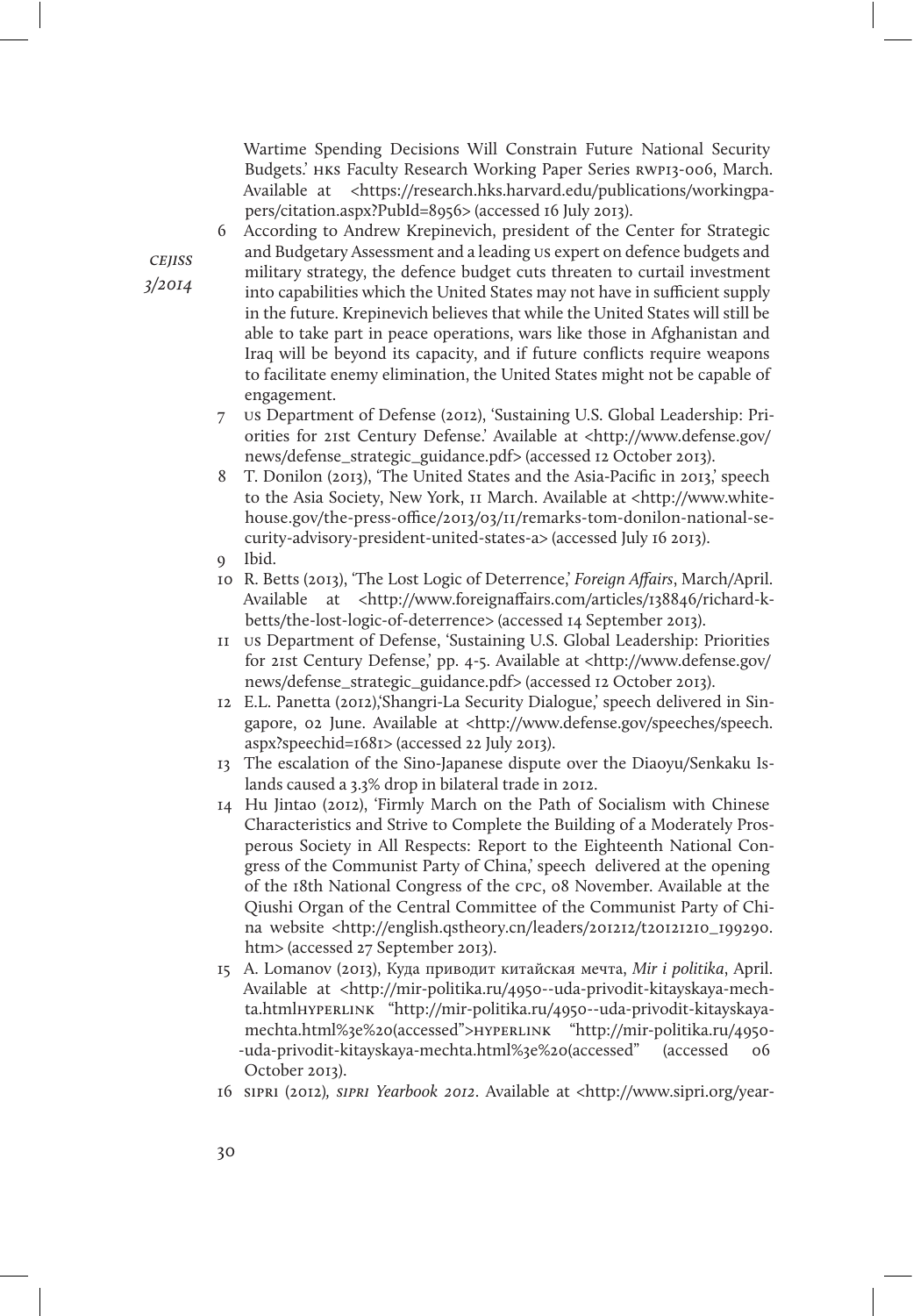Wartime Spending Decisions Will Constrain Future National Security Budgets.' HKS Faculty Research Working Paper Series RWP13-006, March. Available at <https://research.hks.harvard.edu/publications/workingpapers/citation.aspx?PubId=8956> (accessed 16 July 2013).

6 According to Andrew Krepinevich, president of the Center for Strategic and Budgetary Assessment and a leading US expert on defence budgets and military strategy, the defence budget cuts threaten to curtail investment into capabilities which the United States may not have in sufficient supply in the future. Krepinevich believes that while the United States will still be able to take part in peace operations, wars like those in Afghanistan and Iraq will be beyond its capacity, and if future conflicts require weapons to facilitate enemy elimination, the United States might not be capable of engagement.

7 US Department of Defense (2012), 'Sustaining U.S. Global Leadership: Priorities for 21st Century Defense.' Available at <http://www.defense.gov/news/defense_strategic_guidance.pdf> (accessed 12 October 2013).

8 T. Donilon (2013), 'The United States and the Asia-Pacific in 2013,' speech to the Asia Society, New York, 11 March. Available at <http://www.whitehouse.gov/the-press-office/2013/03/11/remarks-tom-donilon-national-security-advisory-president-united-states-a> (accessed July 16 2013).

9 Ibid.

10 R. Betts (2013), 'The Lost Logic of Deterrence,' *Foreign Affairs*, March/April. Available at <http://www.foreignaffairs.com/articles/138846/richard-k-betts/the-lost-logic-of-deterrence> (accessed 14 September 2013).

11 US Department of Defense, 'Sustaining U.S. Global Leadership: Priorities for 21st Century Defense,' pp. 4-5. Available at <http://www.defense.gov/news/defense_strategic_guidance.pdf> (accessed 12 October 2013).

12 E.L. Panetta (2012),'Shangri-La Security Dialogue,' speech delivered in Singapore, 02 June. Available at <http://www.defense.gov/speeches/speech.aspx?speechid=1681> (accessed 22 July 2013).

13 The escalation of the Sino-Japanese dispute over the Diaoyu/Senkaku Islands caused a 3.3% drop in bilateral trade in 2012.

14 Hu Jintao (2012), 'Firmly March on the Path of Socialism with Chinese Characteristics and Strive to Complete the Building of a Moderately Prosperous Society in All Respects: Report to the Eighteenth National Congress of the Communist Party of China,' speech delivered at the opening of the 18th National Congress of the CPC, 08 November. Available at the Qiushi Organ of the Central Committee of the Communist Party of China website <http://english.qstheory.cn/leaders/201212/t20121210_199290.htm> (accessed 27 September 2013).

15 A. Lomanov (2013), Куда приводит китайская мечта, *Mir i politika*, April. Available at <http://mir-politika.ru/4950--uda-privodit-kitayskaya-mechta.htmlHYPERLINK "http://mir-politika.ru/4950--uda-privodit-kitayskaya-mechta.html%3e%20(accessed">HYPERLINK "http://mir-politika.ru/4950--uda-privodit-kitayskaya-mechta.html%3e%20(accessed" (accessed 06 October 2013).

16 SIPRI (2012), *SIPRI Yearbook 2012*. Available at <http://www.sipri.org/year-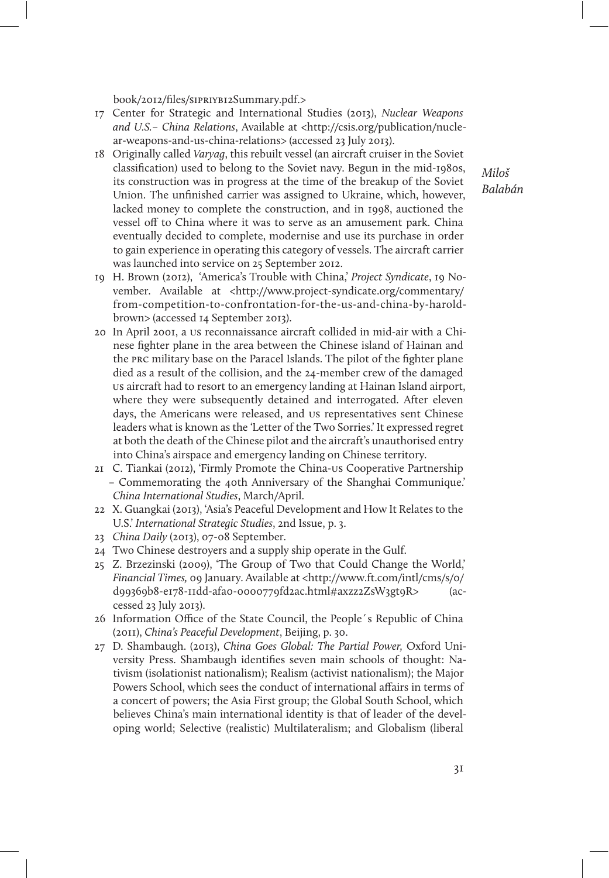book/2012/files/SIPRIYB12Summary.pdf.>

17 Center for Strategic and International Studies (2013), *Nuclear Weapons and U.S.– China Relations*, Available at <http://csis.org/publication/nuclear-weapons-and-us-china-relations> (accessed 23 July 2013).

18 Originally called *Varyag*, this rebuilt vessel (an aircraft cruiser in the Soviet classification) used to belong to the Soviet navy. Begun in the mid-1980s, its construction was in progress at the time of the breakup of the Soviet Union. The unfinished carrier was assigned to Ukraine, which, however, lacked money to complete the construction, and in 1998, auctioned the vessel off to China where it was to serve as an amusement park. China eventually decided to complete, modernise and use its purchase in order to gain experience in operating this category of vessels. The aircraft carrier was launched into service on 25 September 2012.

19 H. Brown (2012), 'America's Trouble with China,' *Project Syndicate*, 19 November. Available at <http://www.project-syndicate.org/commentary/from-competition-to-confrontation-for-the-us-and-china-by-harold-brown> (accessed 14 September 2013).

20 In April 2001, a US reconnaissance aircraft collided in mid-air with a Chinese fighter plane in the area between the Chinese island of Hainan and the PRC military base on the Paracel Islands. The pilot of the fighter plane died as a result of the collision, and the 24-member crew of the damaged US aircraft had to resort to an emergency landing at Hainan Island airport, where they were subsequently detained and interrogated. After eleven days, the Americans were released, and US representatives sent Chinese leaders what is known as the 'Letter of the Two Sorries.' It expressed regret at both the death of the Chinese pilot and the aircraft's unauthorised entry into China's airspace and emergency landing on Chinese territory.

21 C. Tiankai (2012), 'Firmly Promote the China-US Cooperative Partnership – Commemorating the 40th Anniversary of the Shanghai Communique.' *China International Studies*, March/April.

22 X. Guangkai (2013), 'Asia's Peaceful Development and How It Relates to the U.S.' *International Strategic Studies*, 2nd Issue, p. 3.

23 *China Daily* (2013), 07-08 September.

24 Two Chinese destroyers and a supply ship operate in the Gulf.

25 Z. Brzezinski (2009), 'The Group of Two that Could Change the World,' *Financial Times,* 09 January. Available at <http://www.ft.com/intl/cms/s/0/d99369b8-e178-11dd-afa0-0000779fd2ac.html#axzz2ZsW3gt9R> (accessed 23 July 2013).

26 Information Office of the State Council, the People´s Republic of China (2011), *China's Peaceful Development*, Beijing, p. 30.

27 D. Shambaugh. (2013), *China Goes Global: The Partial Power,* Oxford University Press. Shambaugh identifies seven main schools of thought: Nativism (isolationist nationalism); Realism (activist nationalism); the Major Powers School, which sees the conduct of international affairs in terms of a concert of powers; the Asia First group; the Global South School, which believes China's main international identity is that of leader of the developing world; Selective (realistic) Multilateralism; and Globalism (liberal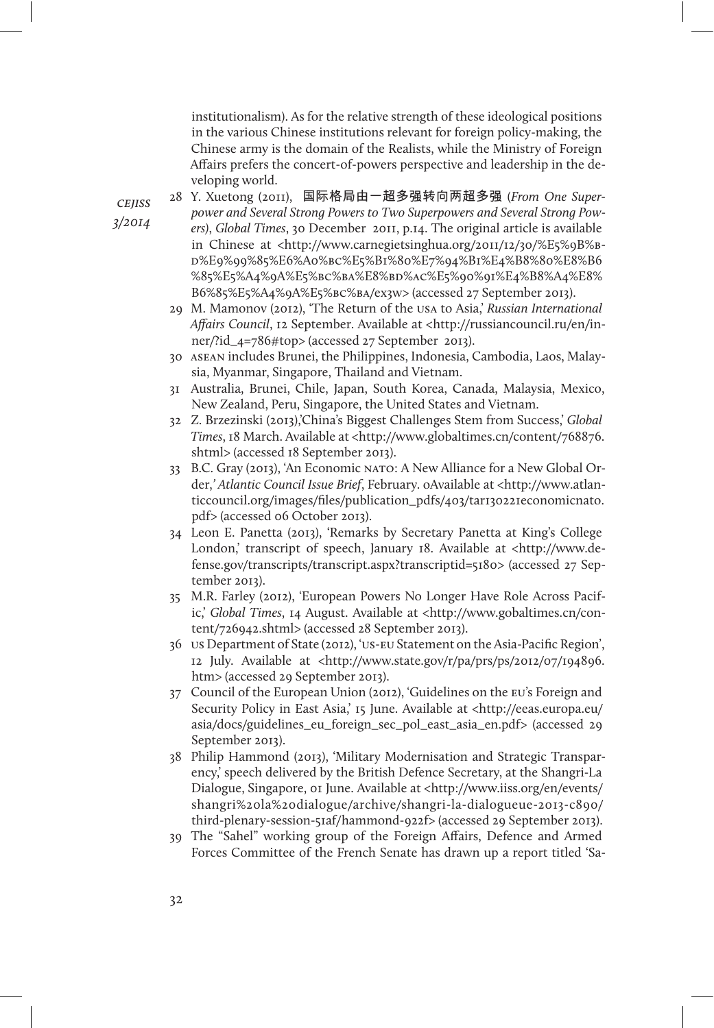institutionalism). As for the relative strength of these ideological positions in the various Chinese institutions relevant for foreign policy-making, the Chinese army is the domain of the Realists, while the Ministry of Foreign Affairs prefers the concert-of-powers perspective and leadership in the developing world.

28 Y. Xuetong (2011), 国际格局由一超多强转向两超多强 (*From One Superpower and Several Strong Powers to Two Superpowers and Several Strong Powers*), *Global Times*, 30 December 2011, p.14. The original article is available in Chinese at <http://www.carnegietsinghua.org/2011/12/30/%E5%9B%BD%E9%99%85%E6%A0%BC%E5%B1%80%E7%94%B1%E4%B8%80%E8%B6%85%E5%A4%9A%E5%BC%BA%E8%BD%AC%E5%90%91%E4%B8%A4%E8%B6%85%E5%A4%9A%E5%BC%BA/ex3w> (accessed 27 September 2013).

29 M. Mamonov (2012), 'The Return of the USA to Asia,' *Russian International Affairs Council*, 12 September. Available at <http://russiancouncil.ru/en/inner/?id_4=786#top> (accessed 27 September 2013).

30 ASEAN includes Brunei, the Philippines, Indonesia, Cambodia, Laos, Malaysia, Myanmar, Singapore, Thailand and Vietnam.

31 Australia, Brunei, Chile, Japan, South Korea, Canada, Malaysia, Mexico, New Zealand, Peru, Singapore, the United States and Vietnam.

32 Z. Brzezinski (2013),'China's Biggest Challenges Stem from Success,' *Global Times*, 18 March. Available at <http://www.globaltimes.cn/content/768876.shtml> (accessed 18 September 2013).

33 B.C. Gray (2013), 'An Economic NATO: A New Alliance for a New Global Order,' *Atlantic Council Issue Brief*, February. 0Available at <http://www.atlanticcouncil.org/images/files/publication_pdfs/403/tar130221economicnato.pdf> (accessed 06 October 2013).

34 Leon E. Panetta (2013), 'Remarks by Secretary Panetta at King's College London,' transcript of speech, January 18. Available at <http://www.defense.gov/transcripts/transcript.aspx?transcriptid=5180> (accessed 27 September 2013).

35 M.R. Farley (2012), 'European Powers No Longer Have Role Across Pacific,' *Global Times*, 14 August. Available at <http://www.gobaltimes.cn/content/726942.shtml> (accessed 28 September 2013).

36 US Department of State (2012), 'US-EU Statement on the Asia-Pacific Region', 12 July. Available at <http://www.state.gov/r/pa/prs/ps/2012/07/194896.htm> (accessed 29 September 2013).

37 Council of the European Union (2012), 'Guidelines on the EU's Foreign and Security Policy in East Asia,' 15 June. Available at <http://eeas.europa.eu/asia/docs/guidelines_eu_foreign_sec_pol_east_asia_en.pdf> (accessed 29 September 2013).

38 Philip Hammond (2013), 'Military Modernisation and Strategic Transparency,' speech delivered by the British Defence Secretary, at the Shangri-La Dialogue, Singapore, 01 June. Available at <http://www.iiss.org/en/events/shangri%20la%20dialogue/archive/shangri-la-dialogueue-2013-c890/third-plenary-session-51af/hammond-922f> (accessed 29 September 2013).

39 The "Sahel" working group of the Foreign Affairs, Defence and Armed Forces Committee of the French Senate has drawn up a report titled 'Sa-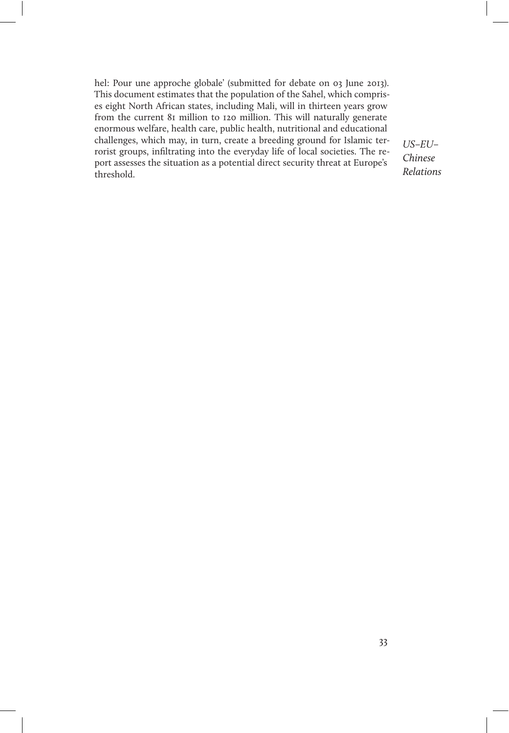hel: Pour une approche globale' (submitted for debate on 03 June 2013). This document estimates that the population of the Sahel, which comprises eight North African states, including Mali, will in thirteen years grow from the current 81 million to 120 million. This will naturally generate enormous welfare, health care, public health, nutritional and educational challenges, which may, in turn, create a breeding ground for Islamic terrorist groups, infiltrating into the everyday life of local societies. The report assesses the situation as a potential direct security threat at Europe's threshold.